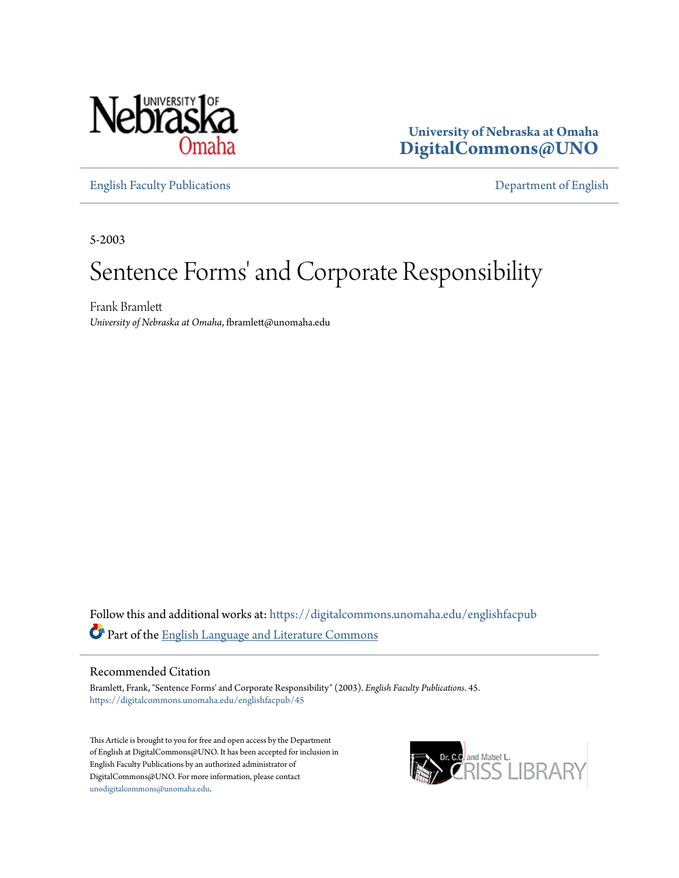University of Nebraska at Omaha
**DigitalCommons@UNO**

English Faculty Publications | Department of English

5-2003

# Sentence Forms' and Corporate Responsibility

Frank Bramlett
*University of Nebraska at Omaha*, fbramlett@unomaha.edu

Follow this and additional works at: https://digitalcommons.unomaha.edu/englishfacpub

Part of the English Language and Literature Commons

## Recommended Citation

Bramlett, Frank, "Sentence Forms' and Corporate Responsibility" (2003). *English Faculty Publications*. 45.
https://digitalcommons.unomaha.edu/englishfacpub/45

This Article is brought to you for free and open access by the Department of English at DigitalCommons@UNO. It has been accepted for inclusion in English Faculty Publications by an authorized administrator of DigitalCommons@UNO. For more information, please contact unodigitalcommons@unomaha.edu.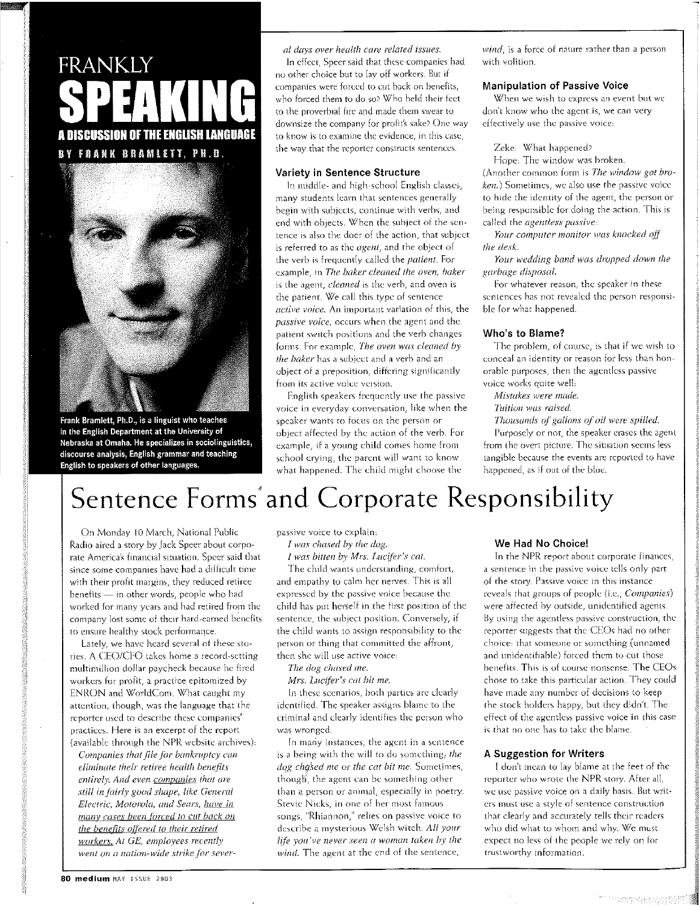# FRANKLY SPEAKING

## A DISCUSSION OF THE ENGLISH LANGUAGE

BY FRANK BRAMLETT, PH.D.

Frank Bramlett, Ph.D., is a linguist who teaches in the English Department at the University of Nebraska at Omaha. He specializes in sociolinguistics, discourse analysis, English grammar and teaching English to speakers of other languages.

# Sentence Forms and Corporate Responsibility

On Monday 10 March, National Public Radio aired a story by Jack Speer about corporate America's financial situation. Speer said that since some companies have had a difficult time with their profit margins, they reduced retiree benefits — in other words, people who had worked for many years and had retired from the company lost some of their hard-earned benefits to ensure healthy stock performance.

Lately, we have heard several of these stories. A CEO/CFO takes home a record-setting multimillion dollar paycheck because he fired workers for profit, a practice epitomized by ENRON and WorldCom. What caught my attention, though, was the language that the reporter used to describe these companies' practices. Here is an excerpt of the report (available through the NPR website archives):

*Companies that file for bankruptcy can eliminate their retiree health benefits entirely. And even companies that are still in fairly good shape, like General Electric, Motorola, and Sears, have in many cases been forced to cut back on the benefits offered to their retired workers. At GE, employees recently went on a nation-wide strike for several days over health care related issues.*

In effect, Speer said that these companies had no other choice but to lay off workers. But if companies were forced to cut back on benefits, who forced them to do so? Who held their feet to the proverbial fire and made them swear to downsize the company for profit's sake? One way to know is to examine the evidence, in this case, the way that the reporter constructs sentences.

### Variety in Sentence Structure

In middle- and high-school English classes, many students learn that sentences generally begin with subjects, continue with verbs, and end with objects. When the subject of the sentence is also the doer of the action, that subject is referred to as the *agent*, and the object of the verb is frequently called the *patient*. For example, in *The baker cleaned the oven*, *baker* is the agent, *cleaned* is the verb, and oven is the patient. We call this type of sentence *active voice*. An important variation of this, the *passive voice*, occurs when the agent and the patient switch positions and the verb changes forms. For example, *The oven was cleaned by the baker* has a subject and a verb and an object of a preposition, differing significantly from its active voice version.

English speakers frequently use the passive voice in everyday conversation, like when the speaker wants to focus on the person or object affected by the action of the verb. For example, if a young child comes home from school crying, the parent will want to know what happened. The child might choose the passive voice to explain:

*I was chased by the dog.*

*I was bitten by Mrs. Lucifer's cat.*

The child wants understanding, comfort, and empathy to calm her nerves. This is all expressed by the passive voice because the child has put herself in the first position of the sentence, the subject position. Conversely, if the child wants to assign responsibility to the person or thing that committed the affront, then she will use active voice:

*The dog chased me.*

*Mrs. Lucifer's cat bit me.*

In these scenarios, both parties are clearly identified. The speaker assigns blame to the criminal and clearly identifies the person who was wronged.

In many instances, the agent in a sentence is a being with the will to do something; *the dog chased me* or *the cat bit me*. Sometimes, though, the agent can be something other than a person or animal, especially in poetry. Stevie Nicks, in one of her most famous songs, "Rhiannon," relies on passive voice to describe a mysterious Welsh witch: *All your life you've never seen a woman taken by the wind.* The agent at the end of the sentence, *wind*, is a force of nature rather than a person with volition.

### Manipulation of Passive Voice

When we wish to express an event but we don't know who the agent is, we can very effectively use the passive voice:

Zeke: What happened?

Hope: The window was broken.

(Another common form is *The window got broken.*) Sometimes, we also use the passive voice to hide the identity of the agent, the person or being responsible for doing the action. This is called the *agentless passive*:

*Your computer monitor was knocked off the desk.*

*Your wedding band was dropped down the garbage disposal.*

For whatever reason, the speaker in these sentences has not revealed the person responsible for what happened.

### Who's to Blame?

The problem, of course, is that if we wish to conceal an identity or reason for less than honorable purposes, then the agentless passive voice works quite well:

*Mistakes were made.*

*Tuition was raised.*

*Thousands of gallons of oil were spilled.*

Purposely or not, the speaker erases the agent from the overt picture. The situation seems less tangible because the events are reported to have happened, as if out of the blue.

### We Had No Choice!

In the NPR report about corporate finances, a sentence in the passive voice tells only part of the story. Passive voice in this instance reveals that groups of people (i.e., *Companies*) were affected by outside, unidentified agents. By using the agentless passive construction, the reporter suggests that the CEOs had no other choice: that someone or something (unnamed and unidentifiable) forced them to cut those benefits. This is of course nonsense. The CEOs chose to take this particular action. They could have made any number of decisions to keep the stock holders happy, but they didn't. The effect of the agentless passive voice in this case is that no one has to take the blame.

### A Suggestion for Writers

I don't mean to lay blame at the feet of the reporter who wrote the NPR story. After all, we use passive voice on a daily basis. But writers must use a style of sentence construction that clearly and accurately tells their readers who did what to whom and why. We must expect no less of the people we rely on for trustworthy information.